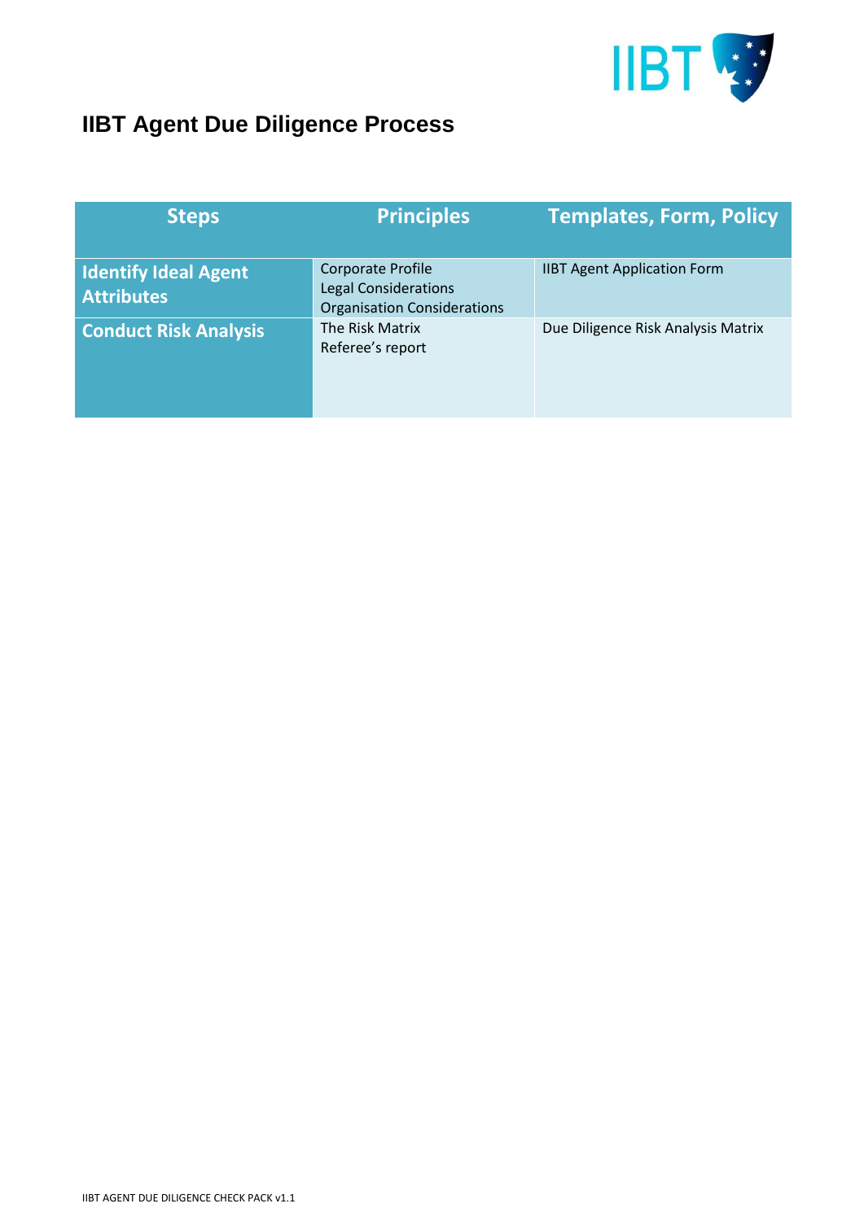# IIBT Agent Due Diligence Process

| Steps | Principles | Templates, Form, Policy |
|---|---|---|
| **Identify Ideal Agent Attributes** | Corporate Profile<br>Legal Considerations<br>Organisation Considerations | IIBT Agent Application Form |
| **Conduct Risk Analysis** | The Risk Matrix<br>Referee's report | Due Diligence Risk Analysis Matrix |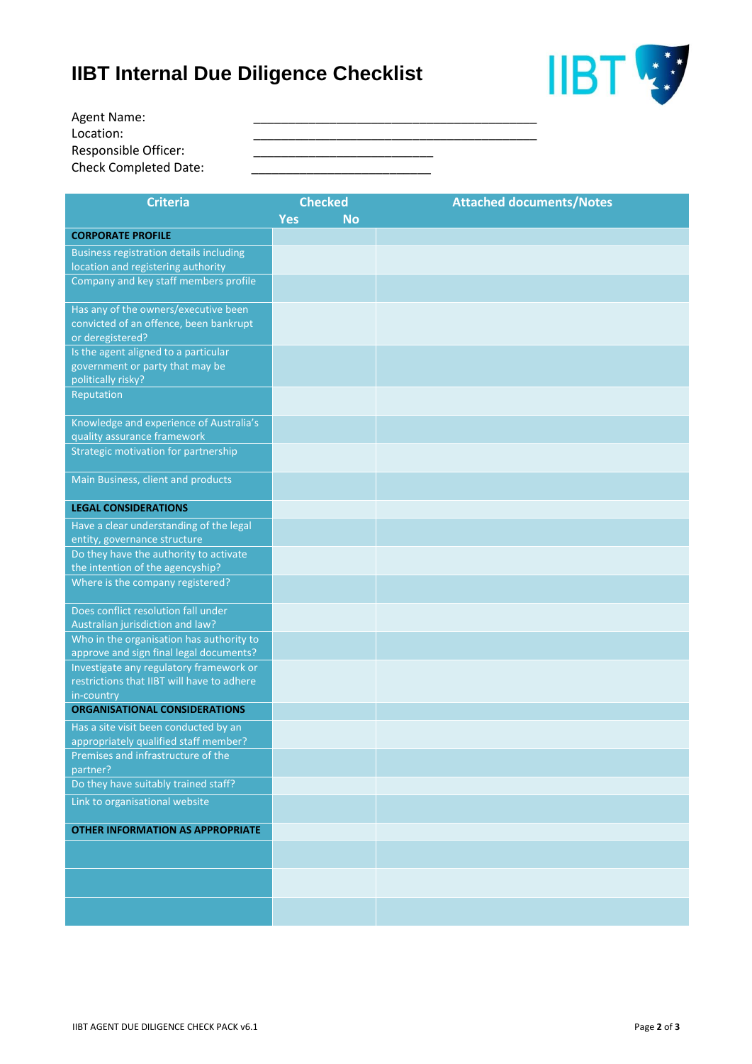# IIBT Internal Due Diligence Checklist

Agent Name: ________________________________________

Location: ________________________________________

Responsible Officer: __________________________

Check Completed Date: __________________________

| Criteria | Checked | | Attached documents/Notes |
|---|---|---|---|
| | Yes | No | |
| **CORPORATE PROFILE** | | | |
| Business registration details including location and registering authority | | | |
| Company and key staff members profile | | | |
| Has any of the owners/executive been convicted of an offence, been bankrupt or deregistered? | | | |
| Is the agent aligned to a particular government or party that may be politically risky? | | | |
| Reputation | | | |
| Knowledge and experience of Australia's quality assurance framework | | | |
| Strategic motivation for partnership | | | |
| Main Business, client and products | | | |
| **LEGAL CONSIDERATIONS** | | | |
| Have a clear understanding of the legal entity, governance structure | | | |
| Do they have the authority to activate the intention of the agencyship? | | | |
| Where is the company registered? | | | |
| Does conflict resolution fall under Australian jurisdiction and law? | | | |
| Who in the organisation has authority to approve and sign final legal documents? | | | |
| Investigate any regulatory framework or restrictions that IIBT will have to adhere in-country | | | |
| **ORGANISATIONAL CONSIDERATIONS** | | | |
| Has a site visit been conducted by an appropriately qualified staff member? | | | |
| Premises and infrastructure of the partner? | | | |
| Do they have suitably trained staff? | | | |
| Link to organisational website | | | |
| **OTHER INFORMATION AS APPROPRIATE** | | | |
| | | | |
| | | | |
| | | | |

IIBT AGENT DUE DILIGENCE CHECK PACK v6.1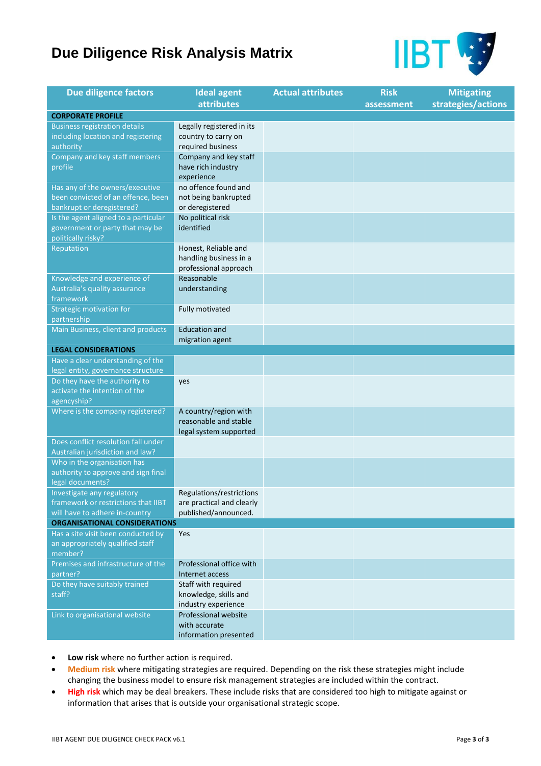# Due Diligence Risk Analysis Matrix

| Due diligence factors | Ideal agent attributes | Actual attributes | Risk assessment | Mitigating strategies/actions |
|---|---|---|---|---|
| **CORPORATE PROFILE** | | | | |
| Business registration details including location and registering authority | Legally registered in its country to carry on required business | | | |
| Company and key staff members profile | Company and key staff have rich industry experience | | | |
| Has any of the owners/executive been convicted of an offence, been bankrupt or deregistered? | no offence found and not being bankrupted or deregistered | | | |
| Is the agent aligned to a particular government or party that may be politically risky? | No political risk identified | | | |
| Reputation | Honest, Reliable and handling business in a professional approach | | | |
| Knowledge and experience of Australia's quality assurance framework | Reasonable understanding | | | |
| Strategic motivation for partnership | Fully motivated | | | |
| Main Business, client and products | Education and migration agent | | | |
| **LEGAL CONSIDERATIONS** | | | | |
| Have a clear understanding of the legal entity, governance structure | | | | |
| Do they have the authority to activate the intention of the agencyship? | yes | | | |
| Where is the company registered? | A country/region with reasonable and stable legal system supported | | | |
| Does conflict resolution fall under Australian jurisdiction and law? | | | | |
| Who in the organisation has authority to approve and sign final legal documents? | | | | |
| Investigate any regulatory framework or restrictions that IIBT will have to adhere in-country | Regulations/restrictions are practical and clearly published/announced. | | | |
| **ORGANISATIONAL CONSIDERATIONS** | | | | |
| Has a site visit been conducted by an appropriately qualified staff member? | Yes | | | |
| Premises and infrastructure of the partner? | Professional office with Internet access | | | |
| Do they have suitably trained staff? | Staff with required knowledge, skills and industry experience | | | |
| Link to organisational website | Professional website with accurate information presented | | | |

- **Low risk** where no further action is required.
- **Medium risk** where mitigating strategies are required. Depending on the risk these strategies might include changing the business model to ensure risk management strategies are included within the contract.
- **High risk** which may be deal breakers. These include risks that are considered too high to mitigate against or information that arises that is outside your organisational strategic scope.